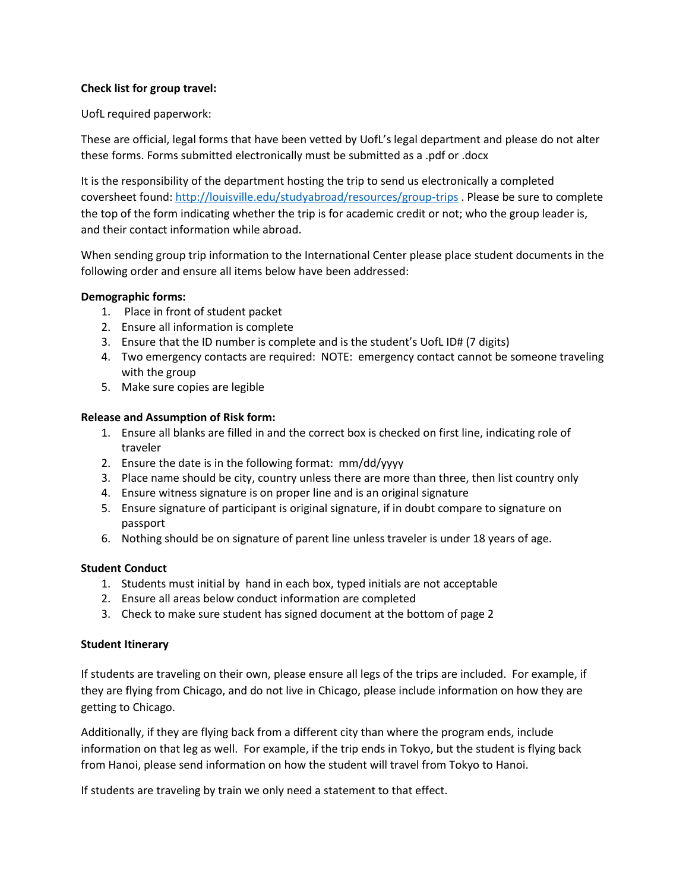**Check list for group travel:**

UofL required paperwork:

These are official, legal forms that have been vetted by UofL's legal department and please do not alter these forms. Forms submitted electronically must be submitted as a .pdf or .docx

It is the responsibility of the department hosting the trip to send us electronically a completed coversheet found: [http://louisville.edu/studyabroad/resources/group-trips](http://louisville.edu/studyabroad/resources/group-trips) . Please be sure to complete the top of the form indicating whether the trip is for academic credit or not; who the group leader is, and their contact information while abroad.

When sending group trip information to the International Center please place student documents in the following order and ensure all items below have been addressed:

**Demographic forms:**

1. Place in front of student packet
2. Ensure all information is complete
3. Ensure that the ID number is complete and is the student's UofL ID# (7 digits)
4. Two emergency contacts are required: NOTE: emergency contact cannot be someone traveling with the group
5. Make sure copies are legible

**Release and Assumption of Risk form:**

1. Ensure all blanks are filled in and the correct box is checked on first line, indicating role of traveler
2. Ensure the date is in the following format: mm/dd/yyyy
3. Place name should be city, country unless there are more than three, then list country only
4. Ensure witness signature is on proper line and is an original signature
5. Ensure signature of participant is original signature, if in doubt compare to signature on passport
6. Nothing should be on signature of parent line unless traveler is under 18 years of age.

**Student Conduct**

1. Students must initial by hand in each box, typed initials are not acceptable
2. Ensure all areas below conduct information are completed
3. Check to make sure student has signed document at the bottom of page 2

**Student Itinerary**

If students are traveling on their own, please ensure all legs of the trips are included. For example, if they are flying from Chicago, and do not live in Chicago, please include information on how they are getting to Chicago.

Additionally, if they are flying back from a different city than where the program ends, include information on that leg as well. For example, if the trip ends in Tokyo, but the student is flying back from Hanoi, please send information on how the student will travel from Tokyo to Hanoi.

If students are traveling by train we only need a statement to that effect.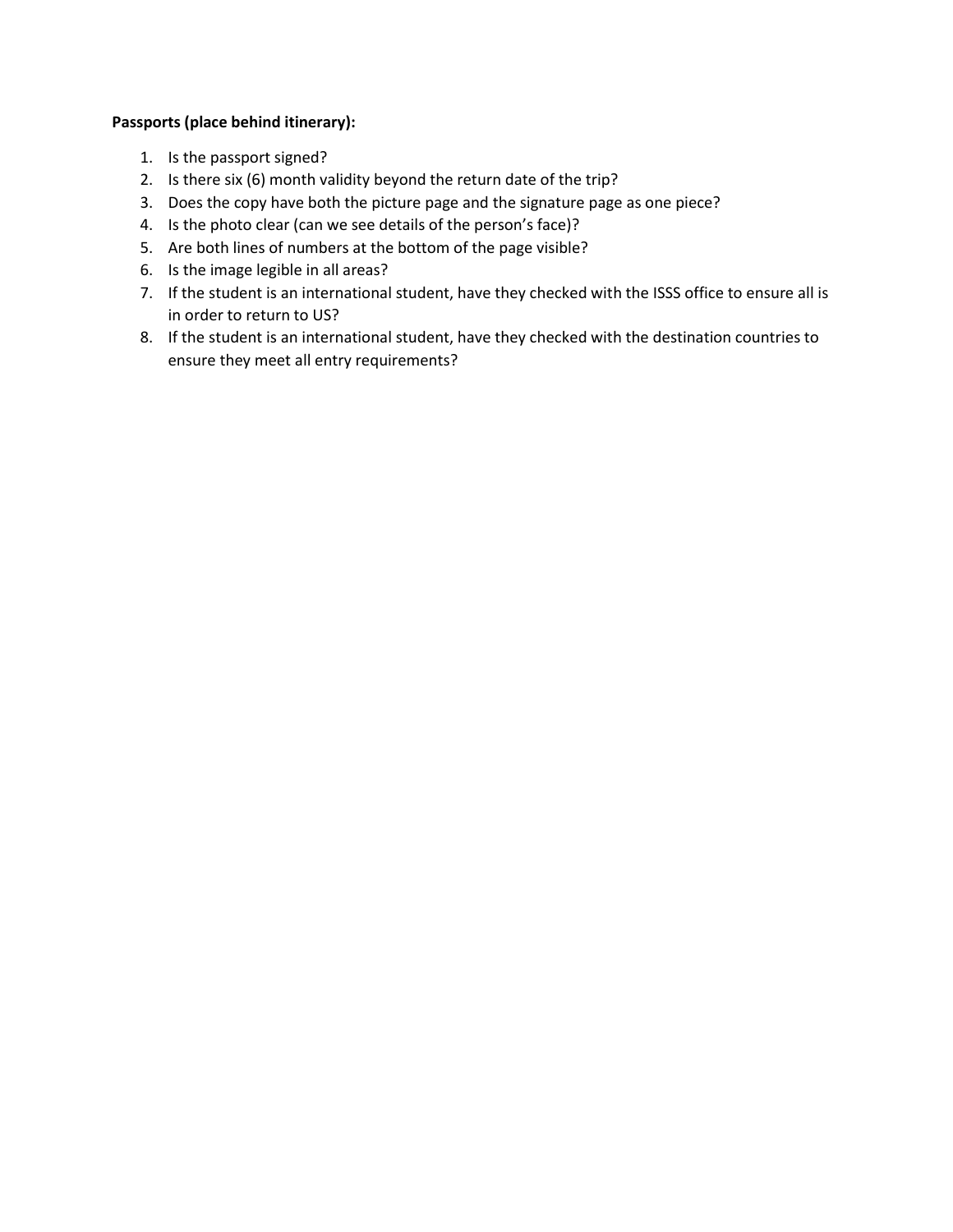**Passports (place behind itinerary):**

1. Is the passport signed?
2. Is there six (6) month validity beyond the return date of the trip?
3. Does the copy have both the picture page and the signature page as one piece?
4. Is the photo clear (can we see details of the person's face)?
5. Are both lines of numbers at the bottom of the page visible?
6. Is the image legible in all areas?
7. If the student is an international student, have they checked with the ISSS office to ensure all is in order to return to US?
8. If the student is an international student, have they checked with the destination countries to ensure they meet all entry requirements?